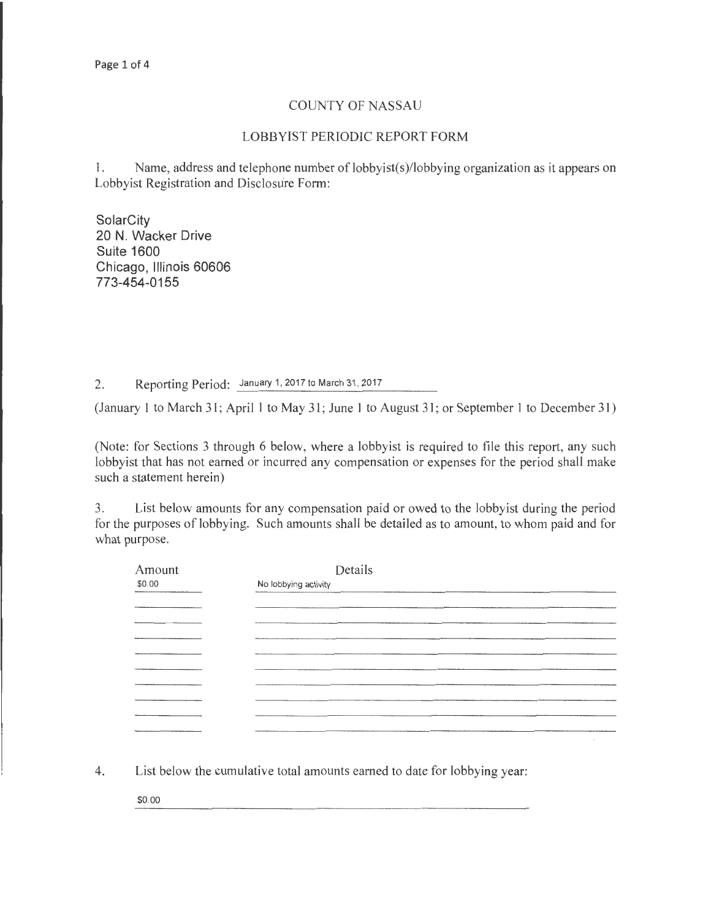# COUNTY OF NASSAU

## LOBBYIST PERIODIC REPORT FORM

1. Name, address and telephone number of lobbyist(s)/lobbying organization as it appears on Lobbyist Registration and Disclosure Form:

SolarCity
20 N. Wacker Drive
Suite 1600
Chicago, Illinois 60606
773-454-0155

2. Reporting Period: January 1, 2017 to March 31, 2017

(January 1 to March 31; April 1 to May 31; June 1 to August 31; or September 1 to December 31)

(Note: for Sections 3 through 6 below, where a lobbyist is required to file this report, any such lobbyist that has not earned or incurred any compensation or expenses for the period shall make such a statement herein)

3. List below amounts for any compensation paid or owed to the lobbyist during the period for the purposes of lobbying. Such amounts shall be detailed as to amount, to whom paid and for what purpose.

| Amount | Details |
|---|---|
| $0.00 | No lobbying activity |

4. List below the cumulative total amounts earned to date for lobbying year:

$0.00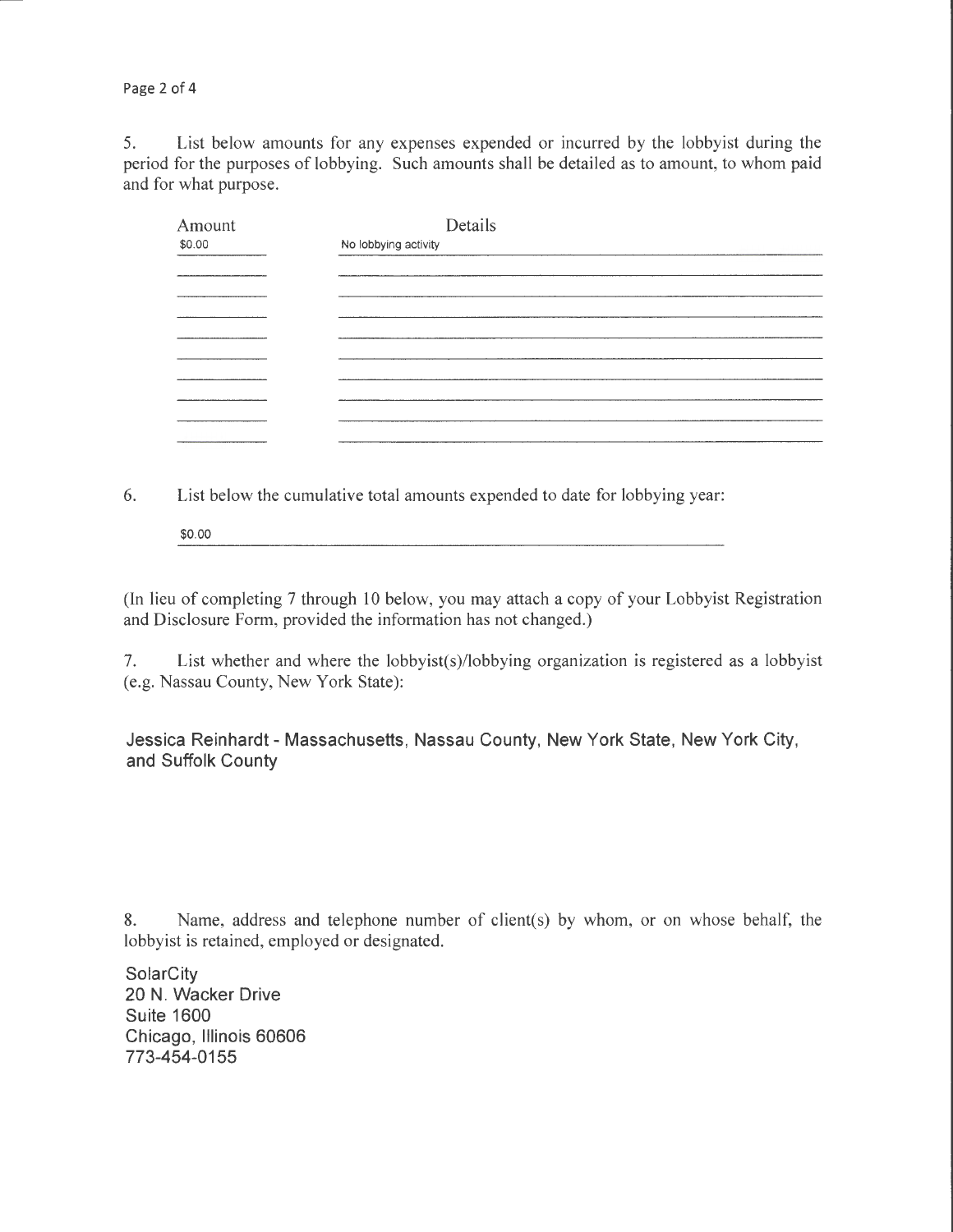5. List below amounts for any expenses expended or incurred by the lobbyist during the period for the purposes of lobbying. Such amounts shall be detailed as to amount, to whom paid and for what purpose.

| Amount | Details |
| --- | --- |
| $0.00 | No lobbying activity |
| | |
| | |
| | |
| | |
| | |
| | |
| | |
| | |
| | |

6. List below the cumulative total amounts expended to date for lobbying year:

$0.00

(In lieu of completing 7 through 10 below, you may attach a copy of your Lobbyist Registration and Disclosure Form, provided the information has not changed.)

7. List whether and where the lobbyist(s)/lobbying organization is registered as a lobbyist (e.g. Nassau County, New York State):

Jessica Reinhardt - Massachusetts, Nassau County, New York State, New York City, and Suffolk County

8. Name, address and telephone number of client(s) by whom, or on whose behalf, the lobbyist is retained, employed or designated.

SolarCity
20 N. Wacker Drive
Suite 1600
Chicago, Illinois 60606
773-454-0155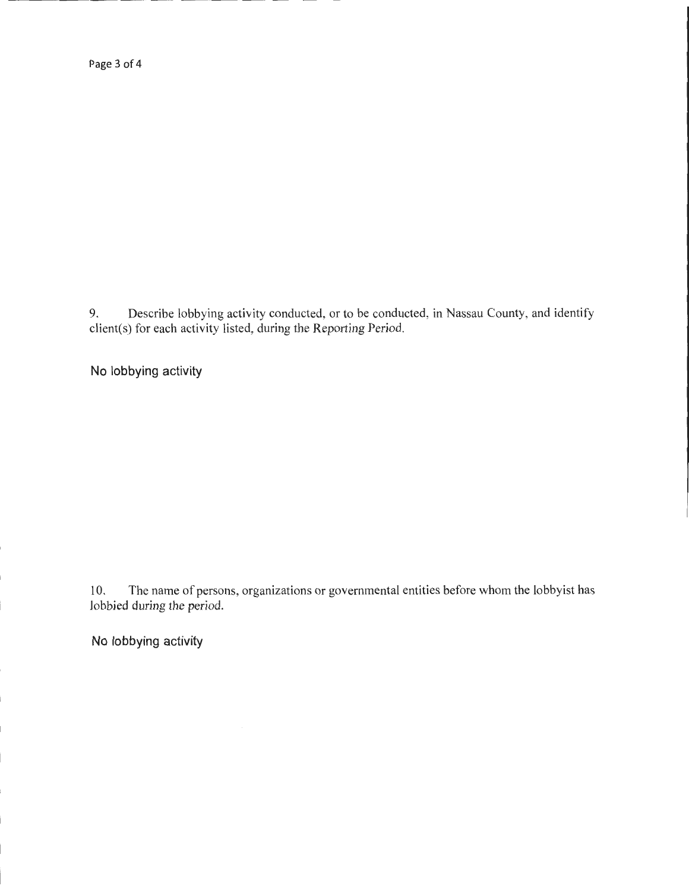9. Describe lobbying activity conducted, or to be conducted, in Nassau County, and identify client(s) for each activity listed, during the Reporting Period.

No lobbying activity

10. The name of persons, organizations or governmental entities before whom the lobbyist has lobbied during the period.

No lobbying activity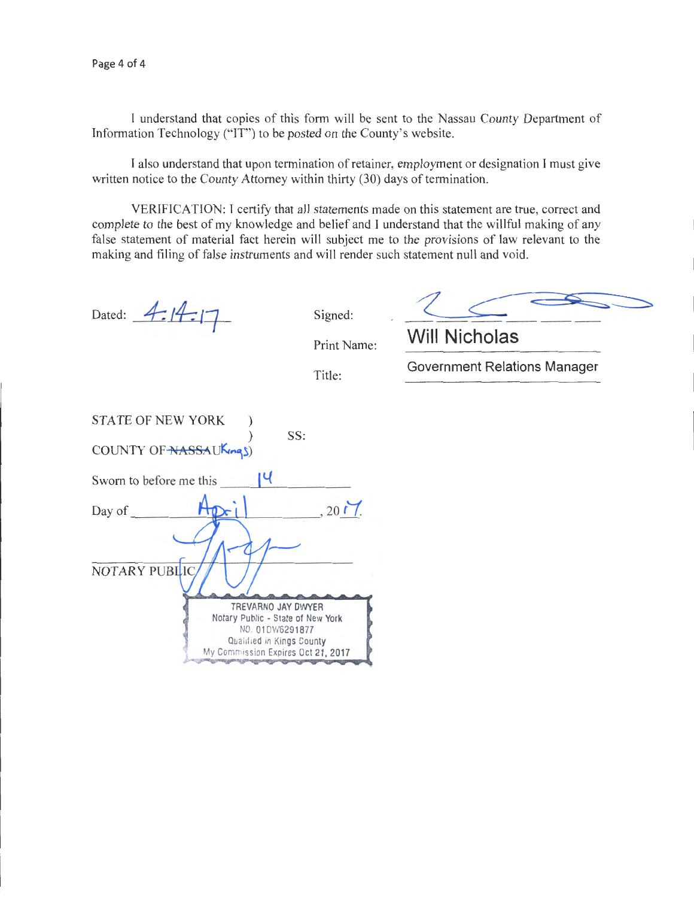I understand that copies of this form will be sent to the Nassau County Department of Information Technology ("IT") to be posted on the County's website.

I also understand that upon termination of retainer, employment or designation I must give written notice to the County Attorney within thirty (30) days of termination.

VERIFICATION: I certify that all statements made on this statement are true, correct and complete to the best of my knowledge and belief and I understand that the willful making of any false statement of material fact herein will subject me to the provisions of law relevant to the making and filing of false instruments and will render such statement null and void.

Dated: 4-14-17

Signed: ______________________

Print Name: Will Nicholas

Title: Government Relations Manager

STATE OF NEW YORK )
) SS:
COUNTY OF ~~NASSAU~~ Kings)

Sworn to before me this 14

Day of April, 2017.

NOTARY PUBLIC

TREVARNO JAY DWYER
Notary Public - State of New York
NO. 01DW6291877
Qualified in Kings County
My Commission Expires Oct 21, 2017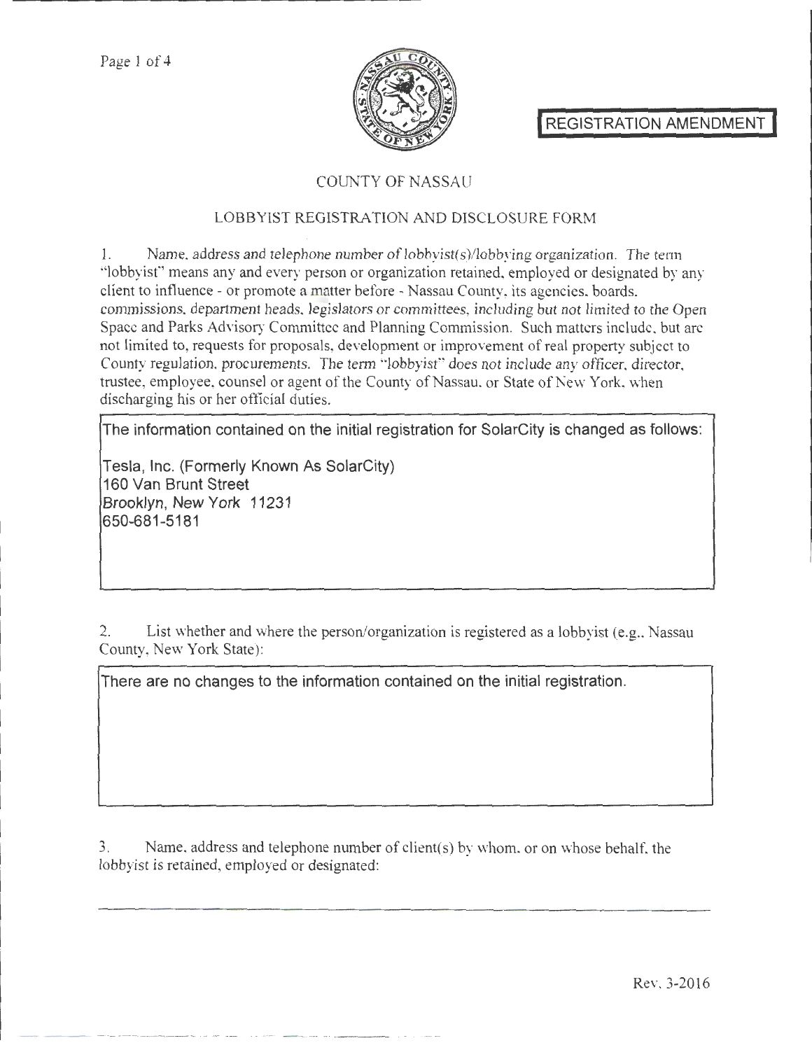REGISTRATION AMENDMENT

COUNTY OF NASSAU

LOBBYIST REGISTRATION AND DISCLOSURE FORM

1. Name, address and telephone number of lobbyist(s)/lobbying organization. The term "lobbyist" means any and every person or organization retained, employed or designated by any client to influence - or promote a matter before - Nassau County, its agencies, boards, commissions, department heads, legislators or committees, including but not limited to the Open Space and Parks Advisory Committee and Planning Commission. Such matters include, but are not limited to, requests for proposals, development or improvement of real property subject to County regulation, procurements. The term "lobbyist" does not include any officer, director, trustee, employee, counsel or agent of the County of Nassau, or State of New York, when discharging his or her official duties.

The information contained on the initial registration for SolarCity is changed as follows:

Tesla, Inc. (Formerly Known As SolarCity)
160 Van Brunt Street
Brooklyn, New York 11231
650-681-5181

2. List whether and where the person/organization is registered as a lobbyist (e.g., Nassau County, New York State):

There are no changes to the information contained on the initial registration.

3. Name, address and telephone number of client(s) by whom, or on whose behalf, the lobbyist is retained, employed or designated:

Rev. 3-2016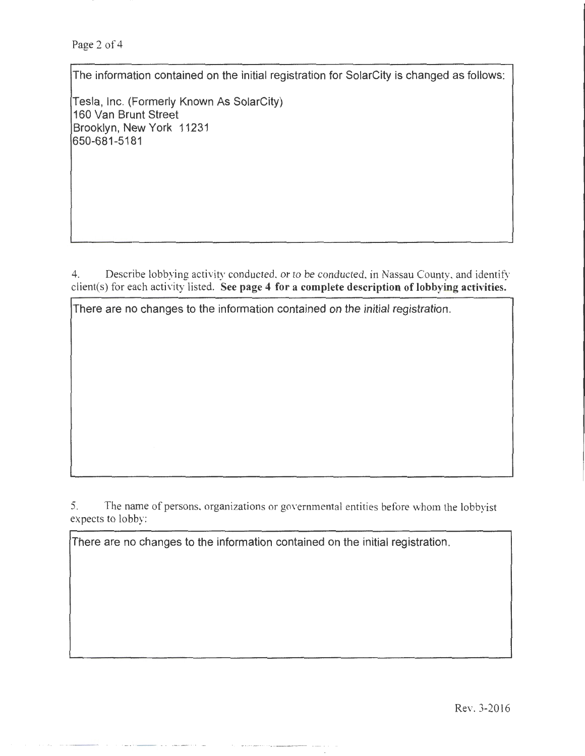The information contained on the initial registration for SolarCity is changed as follows:

Tesla, Inc. (Formerly Known As SolarCity)
160 Van Brunt Street
Brooklyn, New York 11231
650-681-5181

4. Describe lobbying activity conducted, or to be conducted, in Nassau County, and identify client(s) for each activity listed. **See page 4 for a complete description of lobbying activities.**

There are no changes to the information contained on the initial registration.

5. The name of persons, organizations or governmental entities before whom the lobbyist expects to lobby:

There are no changes to the information contained on the initial registration.

Rev. 3-2016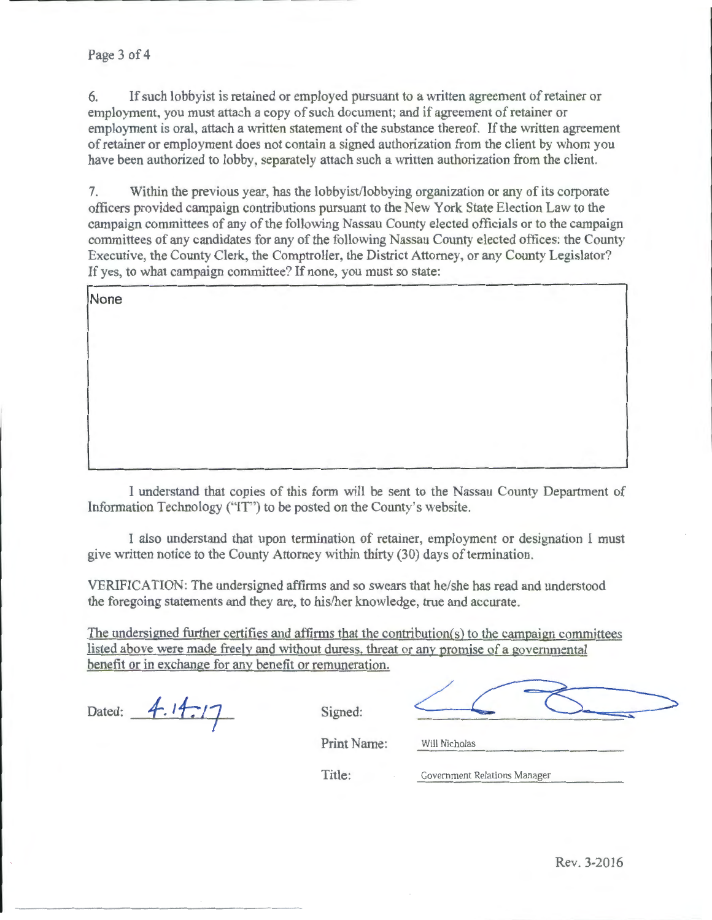6. If such lobbyist is retained or employed pursuant to a written agreement of retainer or employment, you must attach a copy of such document; and if agreement of retainer or employment is oral, attach a written statement of the substance thereof. If the written agreement of retainer or employment does not contain a signed authorization from the client by whom you have been authorized to lobby, separately attach such a written authorization from the client.

7. Within the previous year, has the lobbyist/lobbying organization or any of its corporate officers provided campaign contributions pursuant to the New York State Election Law to the campaign committees of any of the following Nassau County elected officials or to the campaign committees of any candidates for any of the following Nassau County elected offices: the County Executive, the County Clerk, the Comptroller, the District Attorney, or any County Legislator? If yes, to what campaign committee? If none, you must so state:

None

I understand that copies of this form will be sent to the Nassau County Department of Information Technology ("IT") to be posted on the County's website.

I also understand that upon termination of retainer, employment or designation I must give written notice to the County Attorney within thirty (30) days of termination.

VERIFICATION: The undersigned affirms and so swears that he/she has read and understood the foregoing statements and they are, to his/her knowledge, true and accurate.

The undersigned further certifies and affirms that the contribution(s) to the campaign committees listed above were made freely and without duress, threat or any promise of a governmental benefit or in exchange for any benefit or remuneration.

Dated: 4.14.17

Signed:

Print Name: Will Nicholas

Title: Government Relations Manager

Rev. 3-2016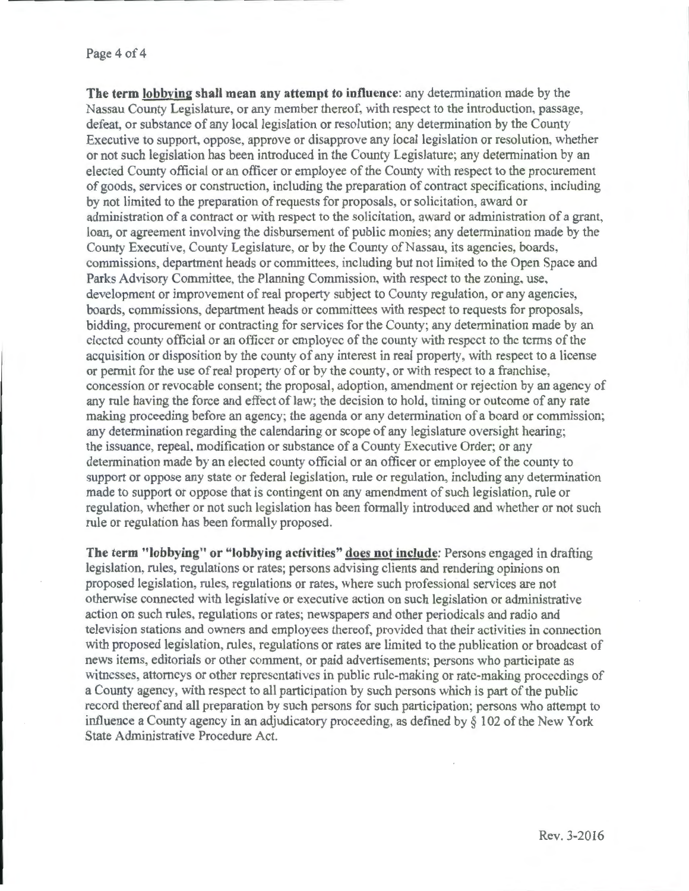**The term lobbying shall mean any attempt to influence**: any determination made by the Nassau County Legislature, or any member thereof, with respect to the introduction, passage, defeat, or substance of any local legislation or resolution; any determination by the County Executive to support, oppose, approve or disapprove any local legislation or resolution, whether or not such legislation has been introduced in the County Legislature; any determination by an elected County official or an officer or employee of the County with respect to the procurement of goods, services or construction, including the preparation of contract specifications, including by not limited to the preparation of requests for proposals, or solicitation, award or administration of a contract or with respect to the solicitation, award or administration of a grant, loan, or agreement involving the disbursement of public monies; any determination made by the County Executive, County Legislature, or by the County of Nassau, its agencies, boards, commissions, department heads or committees, including but not limited to the Open Space and Parks Advisory Committee, the Planning Commission, with respect to the zoning, use, development or improvement of real property subject to County regulation, or any agencies, boards, commissions, department heads or committees with respect to requests for proposals, bidding, procurement or contracting for services for the County; any determination made by an elected county official or an officer or employee of the county with respect to the terms of the acquisition or disposition by the county of any interest in real property, with respect to a license or permit for the use of real property of or by the county, or with respect to a franchise, concession or revocable consent; the proposal, adoption, amendment or rejection by an agency of any rule having the force and effect of law; the decision to hold, timing or outcome of any rate making proceeding before an agency; the agenda or any determination of a board or commission; any determination regarding the calendaring or scope of any legislature oversight hearing; the issuance, repeal, modification or substance of a County Executive Order; or any determination made by an elected county official or an officer or employee of the county to support or oppose any state or federal legislation, rule or regulation, including any determination made to support or oppose that is contingent on any amendment of such legislation, rule or regulation, whether or not such legislation has been formally introduced and whether or not such rule or regulation has been formally proposed.

**The term "lobbying" or "lobbying activities" does not include**: Persons engaged in drafting legislation, rules, regulations or rates; persons advising clients and rendering opinions on proposed legislation, rules, regulations or rates, where such professional services are not otherwise connected with legislative or executive action on such legislation or administrative action on such rules, regulations or rates; newspapers and other periodicals and radio and television stations and owners and employees thereof, provided that their activities in connection with proposed legislation, rules, regulations or rates are limited to the publication or broadcast of news items, editorials or other comment, or paid advertisements; persons who participate as witnesses, attorneys or other representatives in public rule-making or rate-making proceedings of a County agency, with respect to all participation by such persons which is part of the public record thereof and all preparation by such persons for such participation; persons who attempt to influence a County agency in an adjudicatory proceeding, as defined by § 102 of the New York State Administrative Procedure Act.

Rev. 3-2016